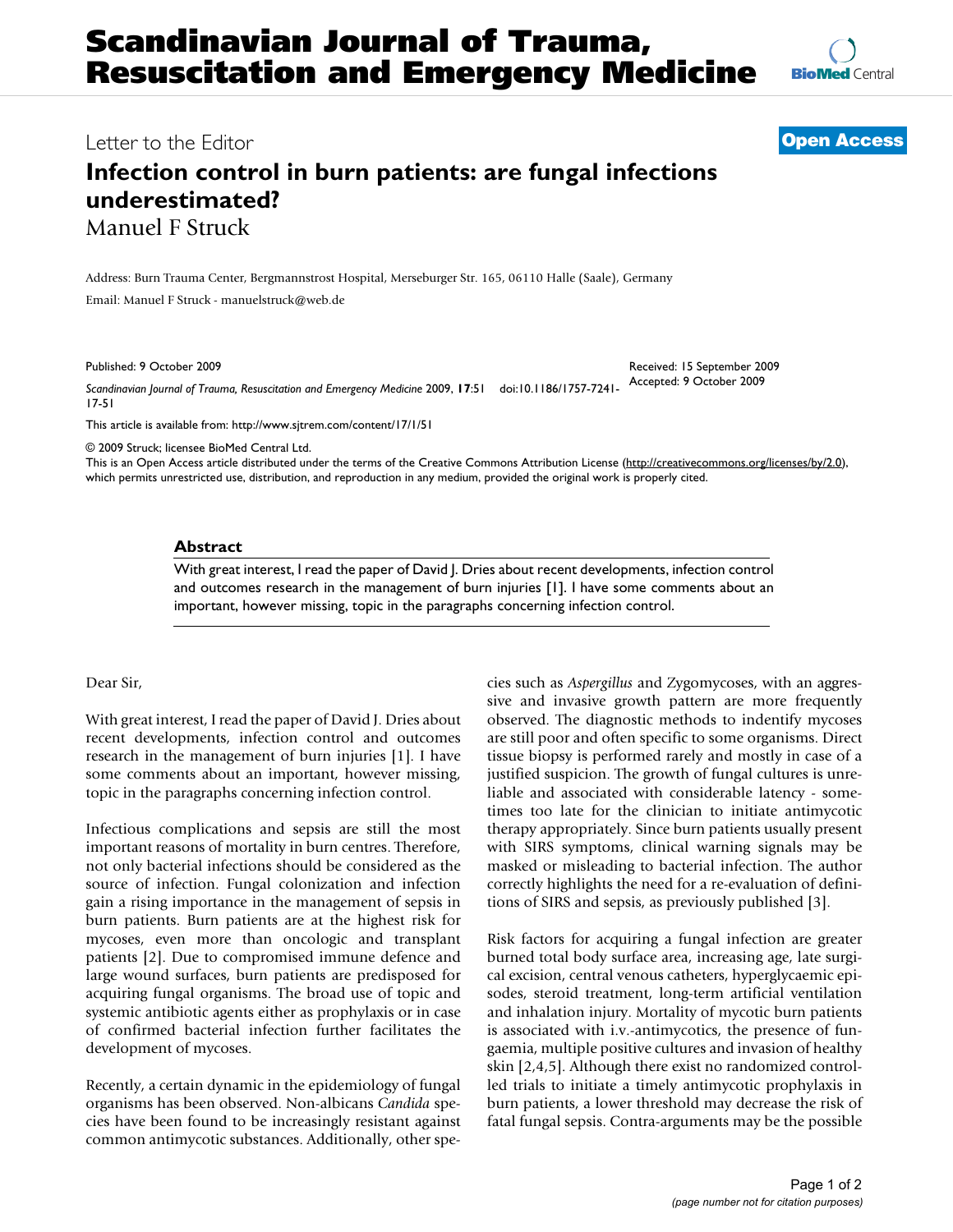# Scandinavian Journal of Trauma, Resuscitation and Emergency Medicine

Letter to the Editor

**Open Access**

## Infection control in burn patients: are fungal infections underestimated?

Manuel F Struck

Address: Burn Trauma Center, Bergmannstrost Hospital, Merseburger Str. 165, 06110 Halle (Saale), Germany

Email: Manuel F Struck - manuelstruck@web.de

Published: 9 October 2009

Received: 15 September 2009
Accepted: 9 October 2009

*Scandinavian Journal of Trauma, Resuscitation and Emergency Medicine* 2009, **17**:51 doi:10.1186/1757-7241-17-51

This article is available from: http://www.sjtrem.com/content/17/1/51

© 2009 Struck; licensee BioMed Central Ltd.
This is an Open Access article distributed under the terms of the Creative Commons Attribution License (http://creativecommons.org/licenses/by/2.0), which permits unrestricted use, distribution, and reproduction in any medium, provided the original work is properly cited.

### Abstract

With great interest, I read the paper of David J. Dries about recent developments, infection control and outcomes research in the management of burn injuries [1]. I have some comments about an important, however missing, topic in the paragraphs concerning infection control.

Dear Sir,

With great interest, I read the paper of David J. Dries about recent developments, infection control and outcomes research in the management of burn injuries [1]. I have some comments about an important, however missing, topic in the paragraphs concerning infection control.

Infectious complications and sepsis are still the most important reasons of mortality in burn centres. Therefore, not only bacterial infections should be considered as the source of infection. Fungal colonization and infection gain a rising importance in the management of sepsis in burn patients. Burn patients are at the highest risk for mycoses, even more than oncologic and transplant patients [2]. Due to compromised immune defence and large wound surfaces, burn patients are predisposed for acquiring fungal organisms. The broad use of topic and systemic antibiotic agents either as prophylaxis or in case of confirmed bacterial infection further facilitates the development of mycoses.

Recently, a certain dynamic in the epidemiology of fungal organisms has been observed. Non-albicans *Candida* species have been found to be increasingly resistant against common antimycotic substances. Additionally, other species such as *Aspergillus* and Zygomycoses, with an aggressive and invasive growth pattern are more frequently observed. The diagnostic methods to indentify mycoses are still poor and often specific to some organisms. Direct tissue biopsy is performed rarely and mostly in case of a justified suspicion. The growth of fungal cultures is unreliable and associated with considerable latency - sometimes too late for the clinician to initiate antimycotic therapy appropriately. Since burn patients usually present with SIRS symptoms, clinical warning signals may be masked or misleading to bacterial infection. The author correctly highlights the need for a re-evaluation of definitions of SIRS and sepsis, as previously published [3].

Risk factors for acquiring a fungal infection are greater burned total body surface area, increasing age, late surgical excision, central venous catheters, hyperglycaemic episodes, steroid treatment, long-term artificial ventilation and inhalation injury. Mortality of mycotic burn patients is associated with i.v.-antimycotics, the presence of fungaemia, multiple positive cultures and invasion of healthy skin [2,4,5]. Although there exist no randomized controlled trials to initiate a timely antimycotic prophylaxis in burn patients, a lower threshold may decrease the risk of fatal fungal sepsis. Contra-arguments may be the possible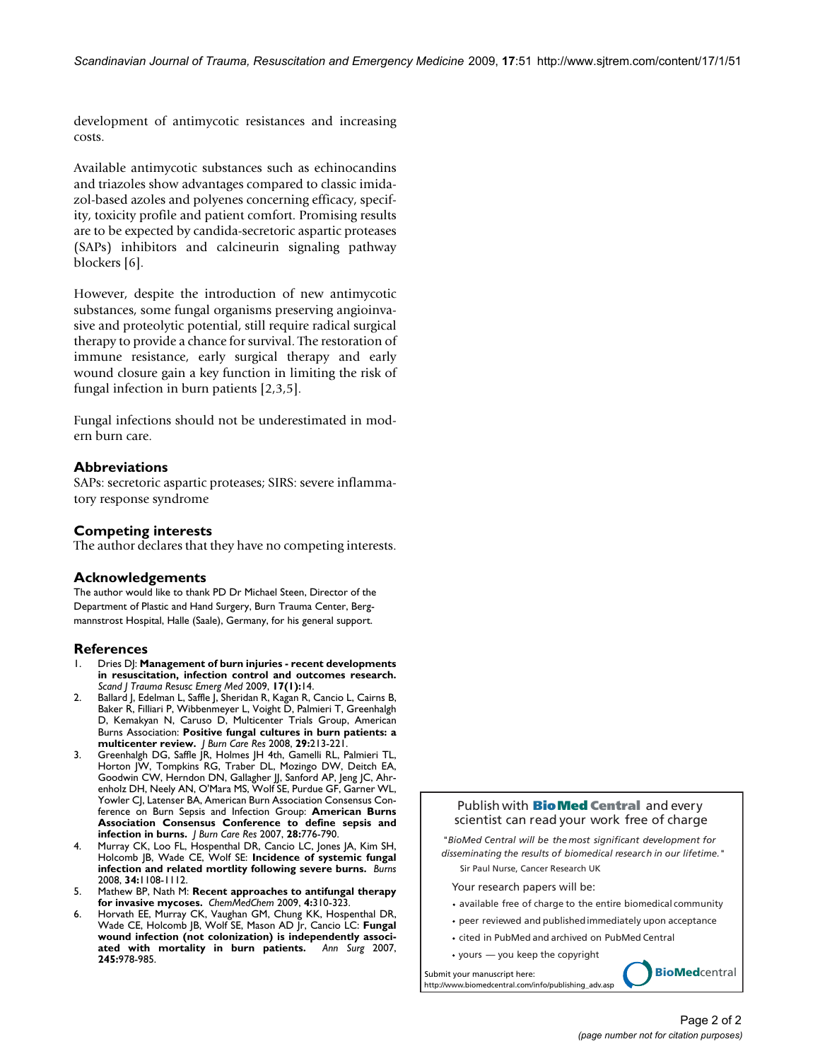development of antimycotic resistances and increasing costs.

Available antimycotic substances such as echinocandins and triazoles show advantages compared to classic imidazol-based azoles and polyenes concerning efficacy, specifity, toxicity profile and patient comfort. Promising results are to be expected by candida-secretoric aspartic proteases (SAPs) inhibitors and calcineurin signaling pathway blockers [6].

However, despite the introduction of new antimycotic substances, some fungal organisms preserving angioinvasive and proteolytic potential, still require radical surgical therapy to provide a chance for survival. The restoration of immune resistance, early surgical therapy and early wound closure gain a key function in limiting the risk of fungal infection in burn patients [2,3,5].

Fungal infections should not be underestimated in modern burn care.

## Abbreviations

SAPs: secretoric aspartic proteases; SIRS: severe inflammatory response syndrome

## Competing interests

The author declares that they have no competing interests.

## Acknowledgements

The author would like to thank PD Dr Michael Steen, Director of the Department of Plastic and Hand Surgery, Burn Trauma Center, Bergmannstrost Hospital, Halle (Saale), Germany, for his general support.

## References

1. Dries DJ: **Management of burn injuries - recent developments in resuscitation, infection control and outcomes research.** *Scand J Trauma Resusc Emerg Med* 2009, **17(1):**14.
2. Ballard J, Edelman L, Saffle J, Sheridan R, Kagan R, Cancio L, Cairns B, Baker R, Filliari P, Wibbenmeyer L, Voight D, Palmieri T, Greenhalgh D, Kemakyan N, Caruso D, Multicenter Trials Group, American Burns Association: **Positive fungal cultures in burn patients: a multicenter review.** *J Burn Care Res* 2008, **29:**213-221.
3. Greenhalgh DG, Saffle JR, Holmes JH 4th, Gamelli RL, Palmieri TL, Horton JW, Tompkins RG, Traber DL, Mozingo DW, Deitch EA, Goodwin CW, Herndon DN, Gallagher JJ, Sanford AP, Jeng JC, Ahrenholz DH, Neely AN, O'Mara MS, Wolf SE, Purdue GF, Garner WL, Yowler CJ, Latenser BA, American Burn Association Consensus Conference on Burn Sepsis and Infection Group: **American Burns Association Consensus Conference to define sepsis and infection in burns.** *J Burn Care Res* 2007, **28:**776-790.
4. Murray CK, Loo FL, Hospenthal DR, Cancio LC, Jones JA, Kim SH, Holcomb JB, Wade CE, Wolf SE: **Incidence of systemic fungal infection and related mortlity following severe burns.** *Burns* 2008, **34:**1108-1112.
5. Mathew BP, Nath M: **Recent approaches to antifungal therapy for invasive mycoses.** *ChemMedChem* 2009, **4:**310-323.
6. Horvath EE, Murray CK, Vaughan GM, Chung KK, Hospenthal DR, Wade CE, Holcomb JB, Wolf SE, Mason AD Jr, Cancio LC: **Fungal wound infection (not colonization) is independently associated with mortality in burn patients.** *Ann Surg* 2007, **245:**978-985.

Publish with **BioMed Central** and every scientist can read your work free of charge

*"BioMed Central will be the most significant development for disseminating the results of biomedical research in our lifetime."*
Sir Paul Nurse, Cancer Research UK

Your research papers will be:

- available free of charge to the entire biomedical community
- peer reviewed and published immediately upon acceptance
- cited in PubMed and archived on PubMed Central
- yours — you keep the copyright

Submit your manuscript here:
http://www.biomedcentral.com/info/publishing_adv.asp

BioMedcentral